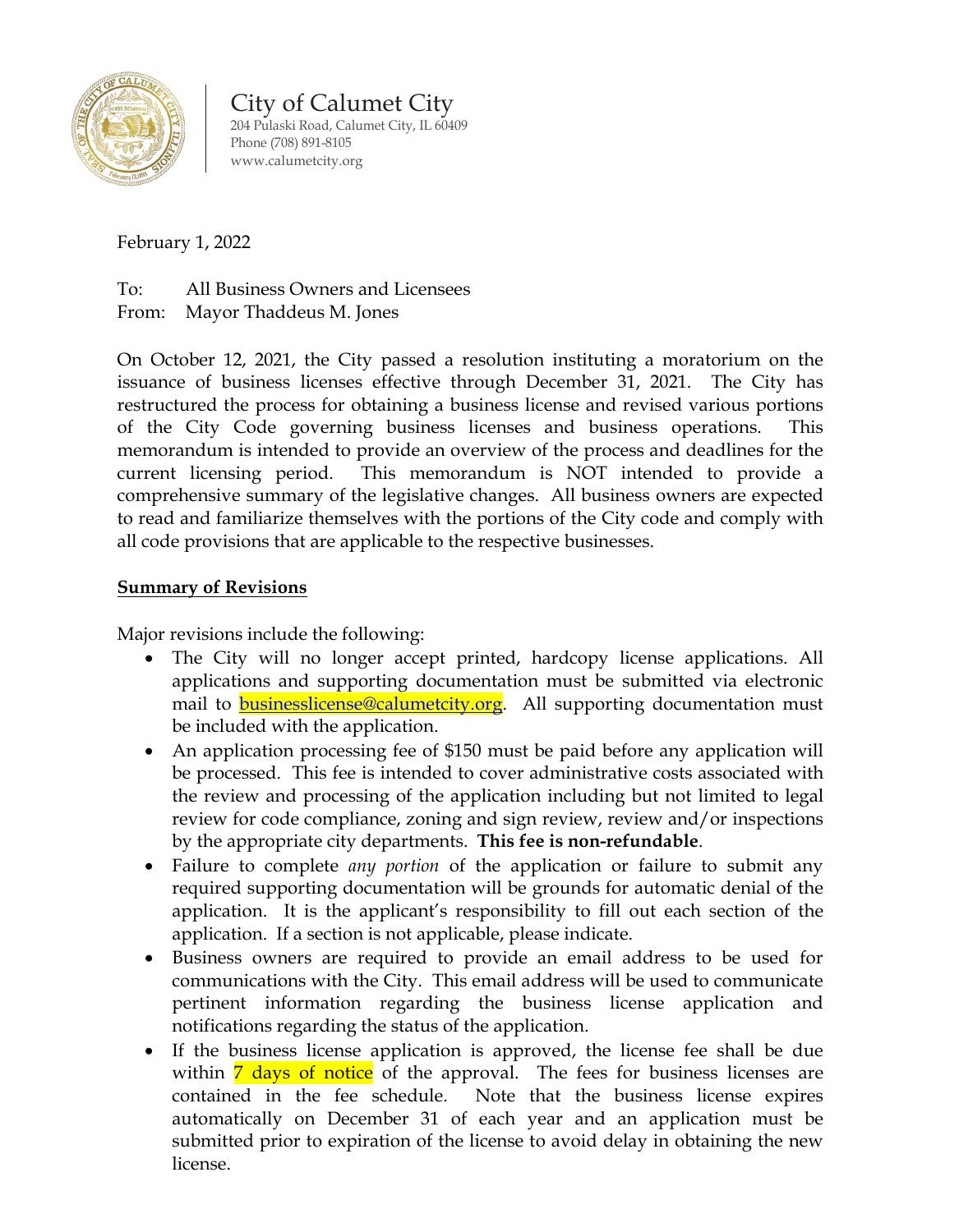City of Calumet City
204 Pulaski Road, Calumet City, IL 60409
Phone (708) 891-8105
www.calumetcity.org

February 1, 2022

To: All Business Owners and Licensees
From: Mayor Thaddeus M. Jones

On October 12, 2021, the City passed a resolution instituting a moratorium on the issuance of business licenses effective through December 31, 2021. The City has restructured the process for obtaining a business license and revised various portions of the City Code governing business licenses and business operations. This memorandum is intended to provide an overview of the process and deadlines for the current licensing period. This memorandum is NOT intended to provide a comprehensive summary of the legislative changes. All business owners are expected to read and familiarize themselves with the portions of the City code and comply with all code provisions that are applicable to the respective businesses.

## Summary of Revisions

Major revisions include the following:

- The City will no longer accept printed, hardcopy license applications. All applications and supporting documentation must be submitted via electronic mail to businesslicense@calumetcity.org. All supporting documentation must be included with the application.
- An application processing fee of $150 must be paid before any application will be processed. This fee is intended to cover administrative costs associated with the review and processing of the application including but not limited to legal review for code compliance, zoning and sign review, review and/or inspections by the appropriate city departments. **This fee is non-refundable**.
- Failure to complete *any portion* of the application or failure to submit any required supporting documentation will be grounds for automatic denial of the application. It is the applicant's responsibility to fill out each section of the application. If a section is not applicable, please indicate.
- Business owners are required to provide an email address to be used for communications with the City. This email address will be used to communicate pertinent information regarding the business license application and notifications regarding the status of the application.
- If the business license application is approved, the license fee shall be due within 7 days of notice of the approval. The fees for business licenses are contained in the fee schedule. Note that the business license expires automatically on December 31 of each year and an application must be submitted prior to expiration of the license to avoid delay in obtaining the new license.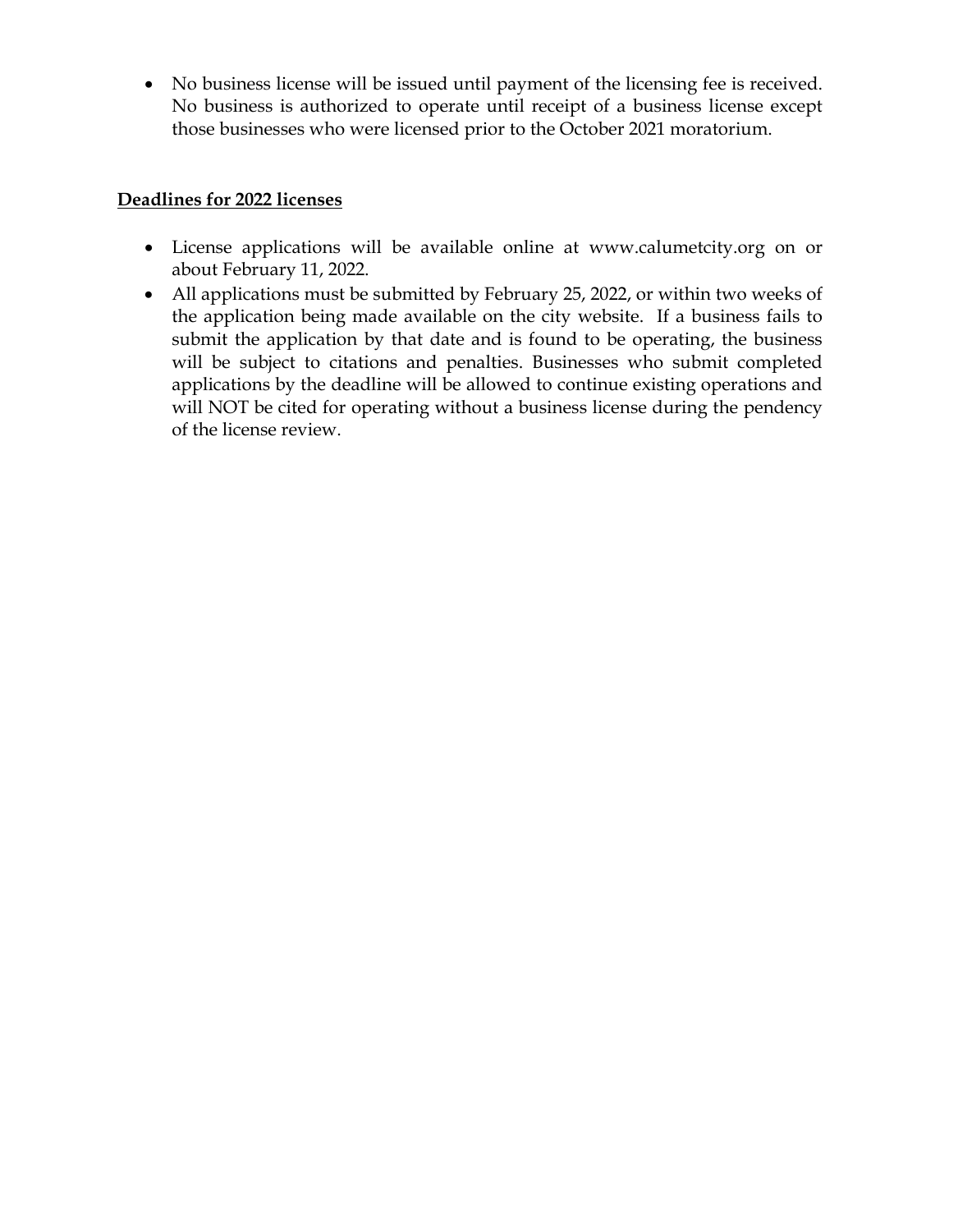- No business license will be issued until payment of the licensing fee is received. No business is authorized to operate until receipt of a business license except those businesses who were licensed prior to the October 2021 moratorium.

**Deadlines for 2022 licenses**

- License applications will be available online at www.calumetcity.org on or about February 11, 2022.
- All applications must be submitted by February 25, 2022, or within two weeks of the application being made available on the city website. If a business fails to submit the application by that date and is found to be operating, the business will be subject to citations and penalties. Businesses who submit completed applications by the deadline will be allowed to continue existing operations and will NOT be cited for operating without a business license during the pendency of the license review.